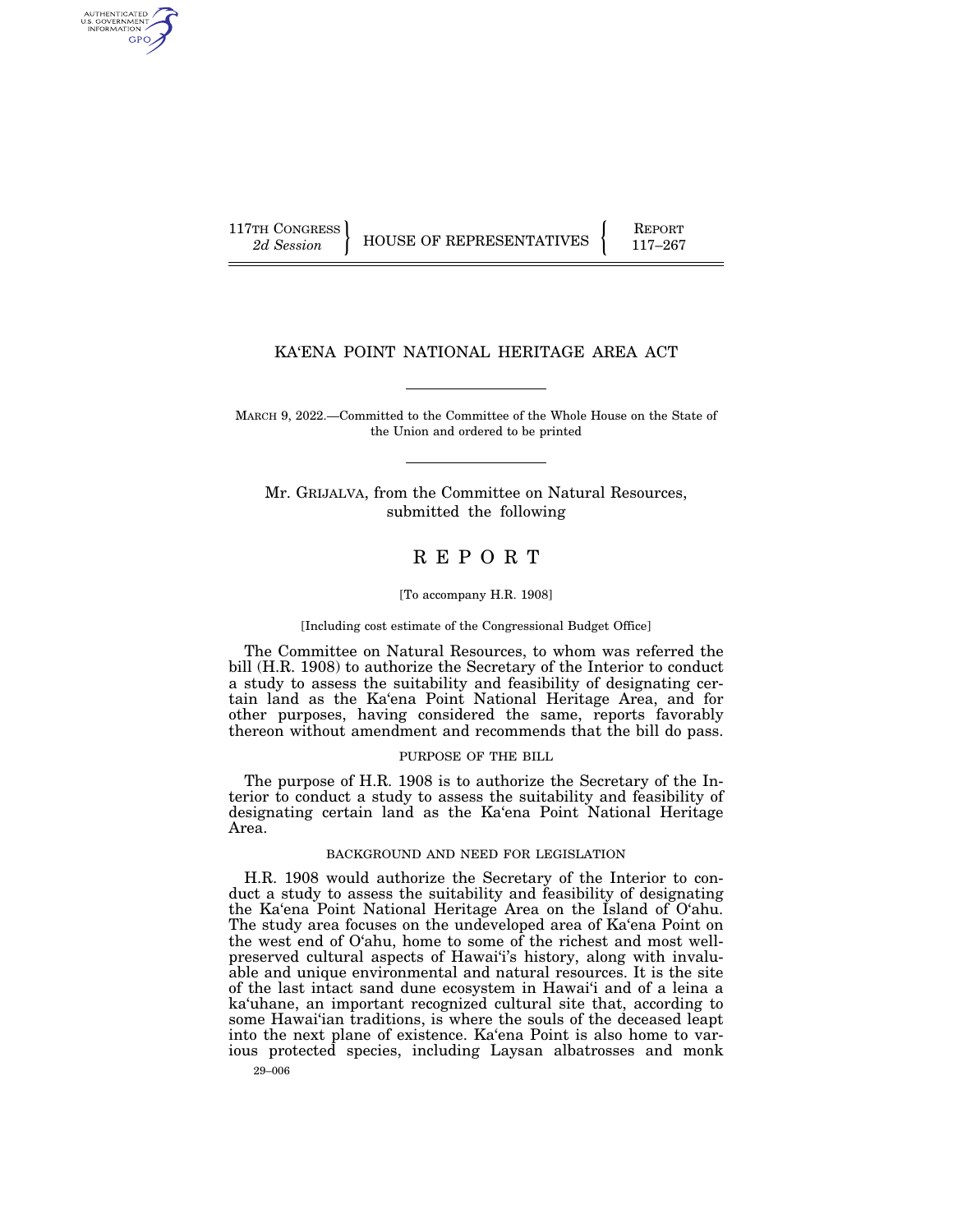117TH CONGRESS
*2d Session*

HOUSE OF REPRESENTATIVES

REPORT
117–267

# KA'ENA POINT NATIONAL HERITAGE AREA ACT

MARCH 9, 2022.—Committed to the Committee of the Whole House on the State of the Union and ordered to be printed

Mr. GRIJALVA, from the Committee on Natural Resources, submitted the following

# R E P O R T

[To accompany H.R. 1908]

[Including cost estimate of the Congressional Budget Office]

The Committee on Natural Resources, to whom was referred the bill (H.R. 1908) to authorize the Secretary of the Interior to conduct a study to assess the suitability and feasibility of designating certain land as the Ka'ena Point National Heritage Area, and for other purposes, having considered the same, reports favorably thereon without amendment and recommends that the bill do pass.

## PURPOSE OF THE BILL

The purpose of H.R. 1908 is to authorize the Secretary of the Interior to conduct a study to assess the suitability and feasibility of designating certain land as the Ka'ena Point National Heritage Area.

## BACKGROUND AND NEED FOR LEGISLATION

H.R. 1908 would authorize the Secretary of the Interior to conduct a study to assess the suitability and feasibility of designating the Ka'ena Point National Heritage Area on the Island of O'ahu. The study area focuses on the undeveloped area of Ka'ena Point on the west end of O'ahu, home to some of the richest and most well-preserved cultural aspects of Hawai'i's history, along with invaluable and unique environmental and natural resources. It is the site of the last intact sand dune ecosystem in Hawai'i and of a leina a ka'uhane, an important recognized cultural site that, according to some Hawai'ian traditions, is where the souls of the deceased leapt into the next plane of existence. Ka'ena Point is also home to various protected species, including Laysan albatrosses and monk

29–006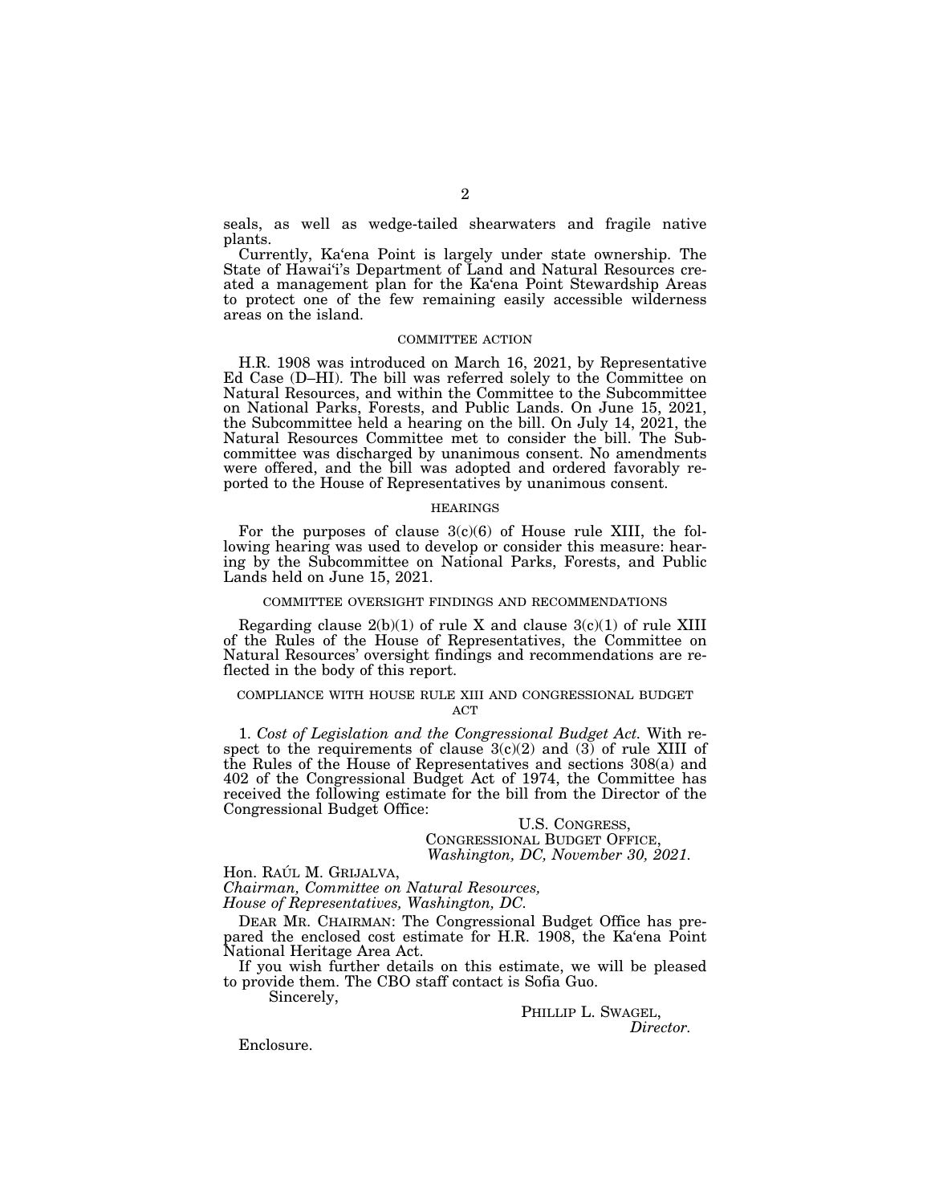seals, as well as wedge-tailed shearwaters and fragile native plants.

Currently, Ka'ena Point is largely under state ownership. The State of Hawai'i's Department of Land and Natural Resources created a management plan for the Ka'ena Point Stewardship Areas to protect one of the few remaining easily accessible wilderness areas on the island.

## COMMITTEE ACTION

H.R. 1908 was introduced on March 16, 2021, by Representative Ed Case (D–HI). The bill was referred solely to the Committee on Natural Resources, and within the Committee to the Subcommittee on National Parks, Forests, and Public Lands. On June 15, 2021, the Subcommittee held a hearing on the bill. On July 14, 2021, the Natural Resources Committee met to consider the bill. The Subcommittee was discharged by unanimous consent. No amendments were offered, and the bill was adopted and ordered favorably reported to the House of Representatives by unanimous consent.

## HEARINGS

For the purposes of clause 3(c)(6) of House rule XIII, the following hearing was used to develop or consider this measure: hearing by the Subcommittee on National Parks, Forests, and Public Lands held on June 15, 2021.

## COMMITTEE OVERSIGHT FINDINGS AND RECOMMENDATIONS

Regarding clause 2(b)(1) of rule X and clause 3(c)(1) of rule XIII of the Rules of the House of Representatives, the Committee on Natural Resources' oversight findings and recommendations are reflected in the body of this report.

## COMPLIANCE WITH HOUSE RULE XIII AND CONGRESSIONAL BUDGET ACT

1. *Cost of Legislation and the Congressional Budget Act.* With respect to the requirements of clause 3(c)(2) and (3) of rule XIII of the Rules of the House of Representatives and sections 308(a) and 402 of the Congressional Budget Act of 1974, the Committee has received the following estimate for the bill from the Director of the Congressional Budget Office:

U.S. CONGRESS,
CONGRESSIONAL BUDGET OFFICE,
*Washington, DC, November 30, 2021.*

Hon. RAÚL M. GRIJALVA,
*Chairman, Committee on Natural Resources,*
*House of Representatives, Washington, DC.*

DEAR MR. CHAIRMAN: The Congressional Budget Office has prepared the enclosed cost estimate for H.R. 1908, the Ka'ena Point National Heritage Area Act.

If you wish further details on this estimate, we will be pleased to provide them. The CBO staff contact is Sofia Guo.

Sincerely,

PHILLIP L. SWAGEL,
*Director.*

Enclosure.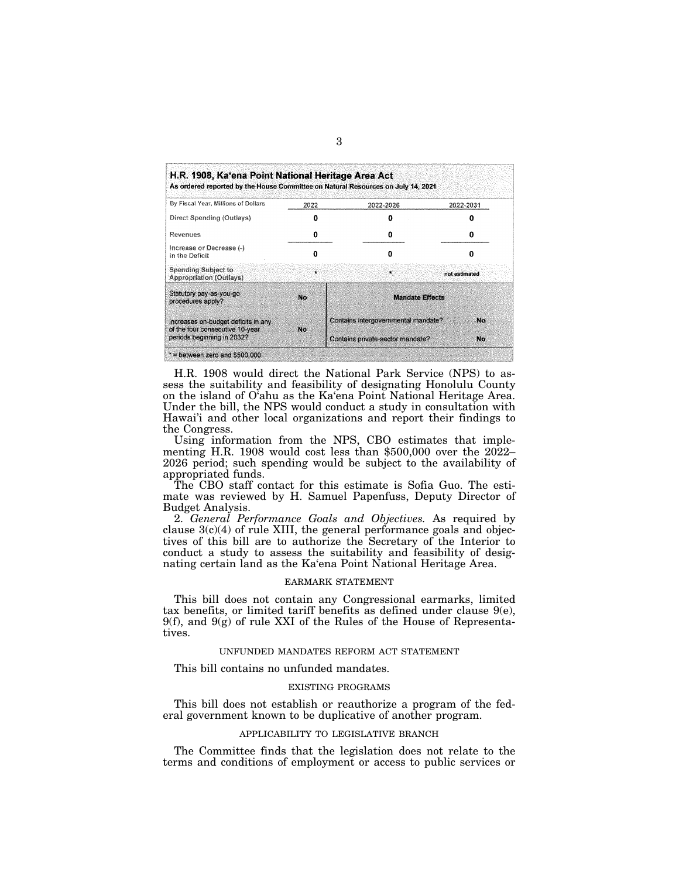**H.R. 1908, Ka'ena Point National Heritage Area Act**
**As ordered reported by the House Committee on Natural Resources on July 14, 2021**

| By Fiscal Year, Millions of Dollars | 2022 | 2022-2026 | 2022-2031 |
|---|---|---|---|
| Direct Spending (Outlays) | 0 | 0 | 0 |
| Revenues | 0 | 0 | 0 |
| Increase or Decrease (-) in the Deficit | 0 | 0 | 0 |
| Spending Subject to Appropriation (Outlays) | * | * | not estimated |
| Statutory pay-as-you-go procedures apply? | No | **Mandate Effects** | |
| Increases on-budget deficits in any of the four consecutive 10-year periods beginning in 2032? | No | Contains intergovernmental mandate? | No |
| | | Contains private-sector mandate? | No |

* = between zero and $500,000.

H.R. 1908 would direct the National Park Service (NPS) to assess the suitability and feasibility of designating Honolulu County on the island of O'ahu as the Ka'ena Point National Heritage Area. Under the bill, the NPS would conduct a study in consultation with Hawai'i and other local organizations and report their findings to the Congress.

Using information from the NPS, CBO estimates that implementing H.R. 1908 would cost less than $500,000 over the 2022–2026 period; such spending would be subject to the availability of appropriated funds.

The CBO staff contact for this estimate is Sofia Guo. The estimate was reviewed by H. Samuel Papenfuss, Deputy Director of Budget Analysis.

2. *General Performance Goals and Objectives.* As required by clause 3(c)(4) of rule XIII, the general performance goals and objectives of this bill are to authorize the Secretary of the Interior to conduct a study to assess the suitability and feasibility of designating certain land as the Ka'ena Point National Heritage Area.

## EARMARK STATEMENT

This bill does not contain any Congressional earmarks, limited tax benefits, or limited tariff benefits as defined under clause 9(e), 9(f), and 9(g) of rule XXI of the Rules of the House of Representatives.

## UNFUNDED MANDATES REFORM ACT STATEMENT

This bill contains no unfunded mandates.

## EXISTING PROGRAMS

This bill does not establish or reauthorize a program of the federal government known to be duplicative of another program.

## APPLICABILITY TO LEGISLATIVE BRANCH

The Committee finds that the legislation does not relate to the terms and conditions of employment or access to public services or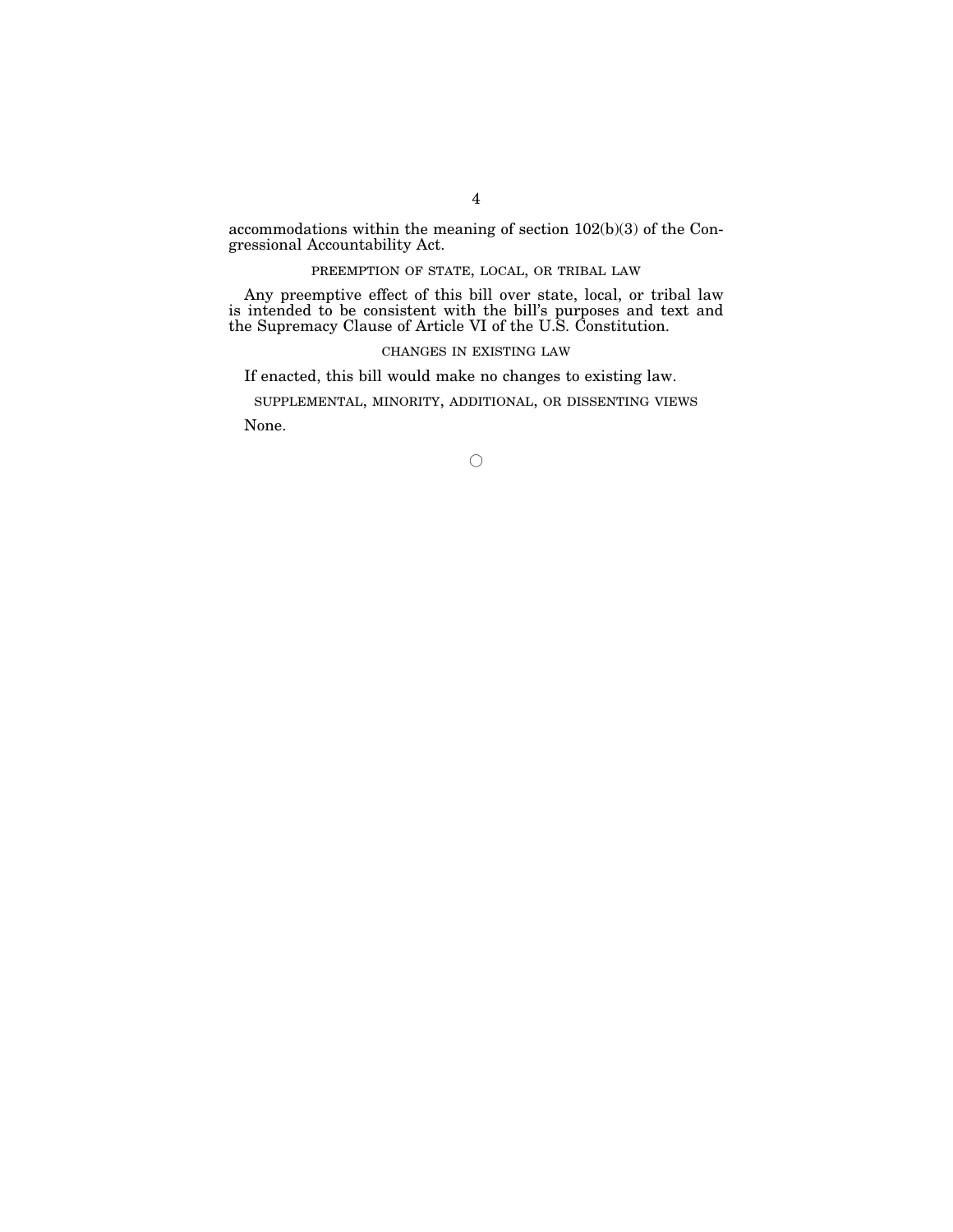accommodations within the meaning of section 102(b)(3) of the Congressional Accountability Act.

## PREEMPTION OF STATE, LOCAL, OR TRIBAL LAW

Any preemptive effect of this bill over state, local, or tribal law is intended to be consistent with the bill's purposes and text and the Supremacy Clause of Article VI of the U.S. Constitution.

## CHANGES IN EXISTING LAW

If enacted, this bill would make no changes to existing law.

## SUPPLEMENTAL, MINORITY, ADDITIONAL, OR DISSENTING VIEWS

None.

○